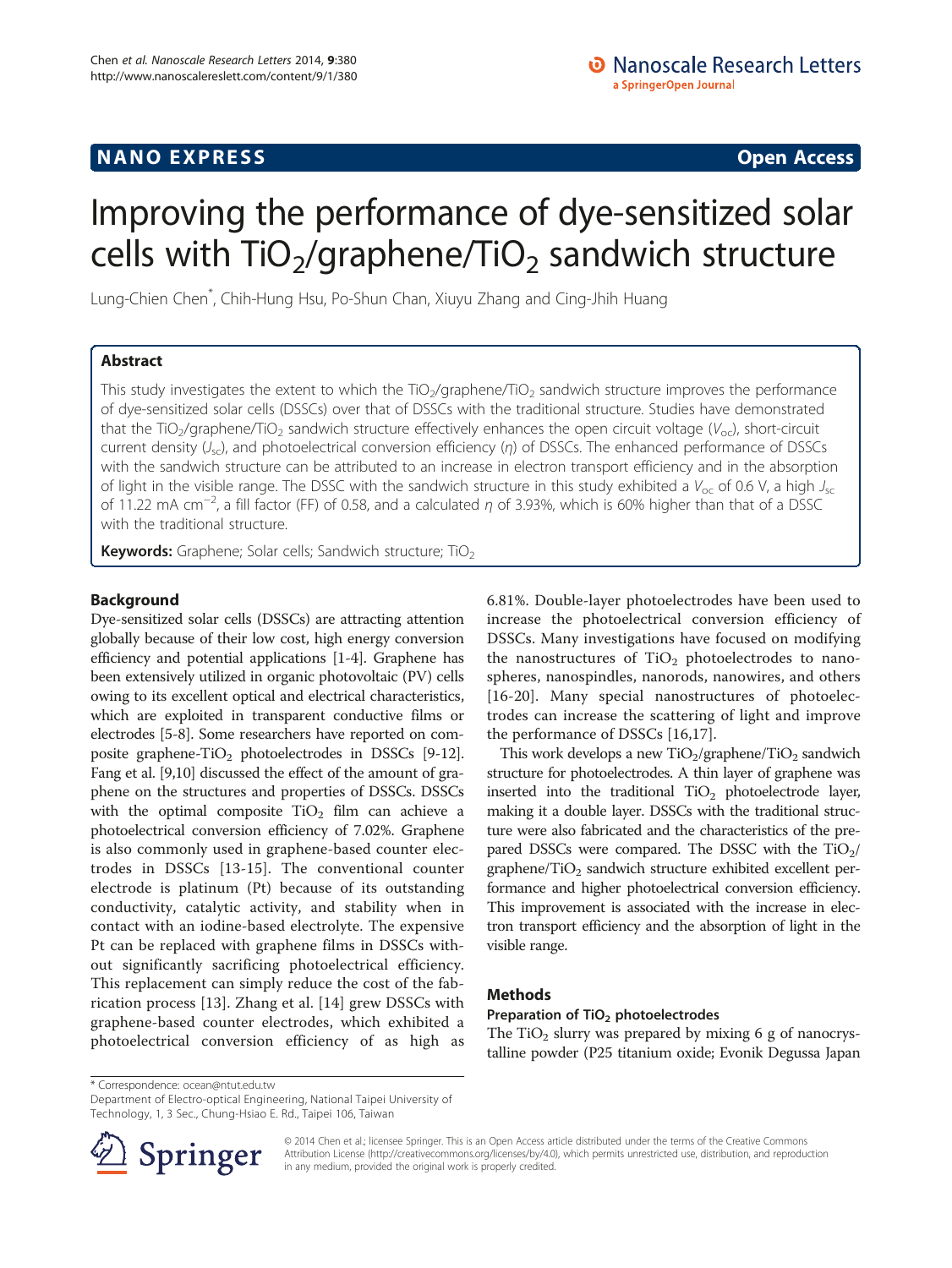NANO EXPRESS

Open Access

# Improving the performance of dye-sensitized solar cells with $TiO_2$/graphene/$TiO_2$ sandwich structure

Lung-Chien Chen*, Chih-Hung Hsu, Po-Shun Chan, Xiuyu Zhang and Cing-Jhih Huang

## Abstract

This study investigates the extent to which the $TiO_2$/graphene/$TiO_2$ sandwich structure improves the performance of dye-sensitized solar cells (DSSCs) over that of DSSCs with the traditional structure. Studies have demonstrated that the $TiO_2$/graphene/$TiO_2$ sandwich structure effectively enhances the open circuit voltage ($V_{oc}$), short-circuit current density ($J_{sc}$), and photoelectrical conversion efficiency ($\eta$) of DSSCs. The enhanced performance of DSSCs with the sandwich structure can be attributed to an increase in electron transport efficiency and in the absorption of light in the visible range. The DSSC with the sandwich structure in this study exhibited a $V_{oc}$ of 0.6 V, a high $J_{sc}$ of 11.22 mA cm$^{-2}$, a fill factor (FF) of 0.58, and a calculated $\eta$ of 3.93%, which is 60% higher than that of a DSSC with the traditional structure.

**Keywords:** Graphene; Solar cells; Sandwich structure; $TiO_2$

## Background

Dye-sensitized solar cells (DSSCs) are attracting attention globally because of their low cost, high energy conversion efficiency and potential applications [1-4]. Graphene has been extensively utilized in organic photovoltaic (PV) cells owing to its excellent optical and electrical characteristics, which are exploited in transparent conductive films or electrodes [5-8]. Some researchers have reported on composite graphene-$TiO_2$ photoelectrodes in DSSCs [9-12]. Fang et al. [9,10] discussed the effect of the amount of graphene on the structures and properties of DSSCs. DSSCs with the optimal composite $TiO_2$ film can achieve a photoelectrical conversion efficiency of 7.02%. Graphene is also commonly used in graphene-based counter electrodes in DSSCs [13-15]. The conventional counter electrode is platinum (Pt) because of its outstanding conductivity, catalytic activity, and stability when in contact with an iodine-based electrolyte. The expensive Pt can be replaced with graphene films in DSSCs without significantly sacrificing photoelectrical efficiency. This replacement can simply reduce the cost of the fabrication process [13]. Zhang et al. [14] grew DSSCs with graphene-based counter electrodes, which exhibited a photoelectrical conversion efficiency of as high as 6.81%. Double-layer photoelectrodes have been used to increase the photoelectrical conversion efficiency of DSSCs. Many investigations have focused on modifying the nanostructures of $TiO_2$ photoelectrodes to nanospheres, nanospindles, nanorods, nanowires, and others [16-20]. Many special nanostructures of photoelectrodes can increase the scattering of light and improve the performance of DSSCs [16,17].

This work develops a new $TiO_2$/graphene/$TiO_2$ sandwich structure for photoelectrodes. A thin layer of graphene was inserted into the traditional $TiO_2$ photoelectrode layer, making it a double layer. DSSCs with the traditional structure were also fabricated and the characteristics of the prepared DSSCs were compared. The DSSC with the $TiO_2$/graphene/$TiO_2$ sandwich structure exhibited excellent performance and higher photoelectrical conversion efficiency. This improvement is associated with the increase in electron transport efficiency and the absorption of light in the visible range.

## Methods

### Preparation of $TiO_2$ photoelectrodes

The $TiO_2$ slurry was prepared by mixing 6 g of nanocrystalline powder (P25 titanium oxide; Evonik Degussa Japan

* Correspondence: ocean@ntut.edu.tw
Department of Electro-optical Engineering, National Taipei University of Technology, 1, 3 Sec., Chung-Hsiao E. Rd., Taipei 106, Taiwan

© 2014 Chen et al.; licensee Springer. This is an Open Access article distributed under the terms of the Creative Commons Attribution License (http://creativecommons.org/licenses/by/4.0), which permits unrestricted use, distribution, and reproduction in any medium, provided the original work is properly credited.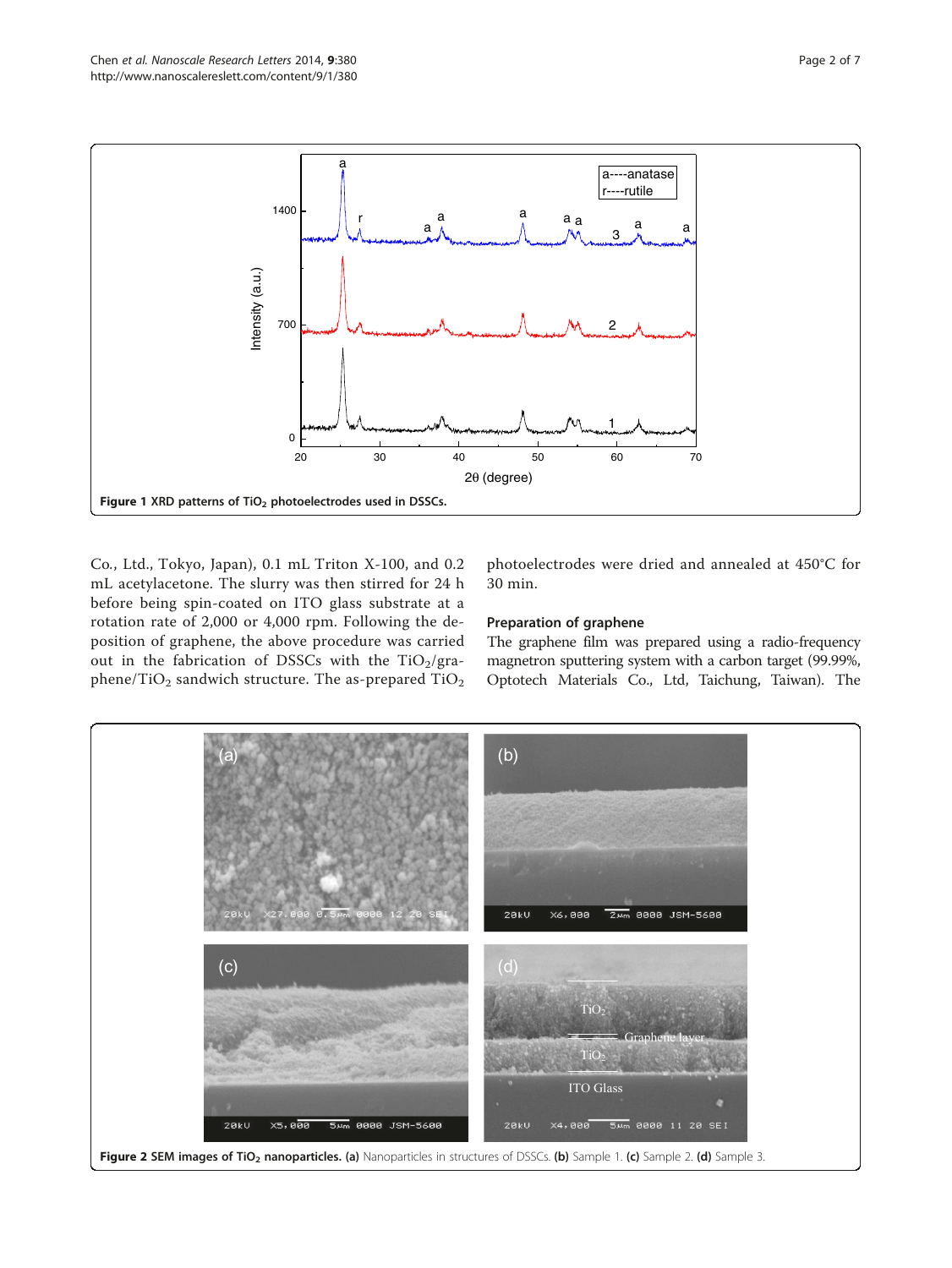Figure 1 XRD patterns of $TiO_2$ photoelectrodes used in DSSCs.

Co., Ltd., Tokyo, Japan), 0.1 mL Triton X-100, and 0.2 mL acetylacetone. The slurry was then stirred for 24 h before being spin-coated on ITO glass substrate at a rotation rate of 2,000 or 4,000 rpm. Following the deposition of graphene, the above procedure was carried out in the fabrication of DSSCs with the $TiO_2$/graphene/$TiO_2$ sandwich structure. The as-prepared $TiO_2$ photoelectrodes were dried and annealed at 450°C for 30 min.

### Preparation of graphene

The graphene film was prepared using a radio-frequency magnetron sputtering system with a carbon target (99.99%, Optotech Materials Co., Ltd, Taichung, Taiwan). The

Figure 2 SEM images of $TiO_2$ nanoparticles. (a) Nanoparticles in structures of DSSCs. (b) Sample 1. (c) Sample 2. (d) Sample 3.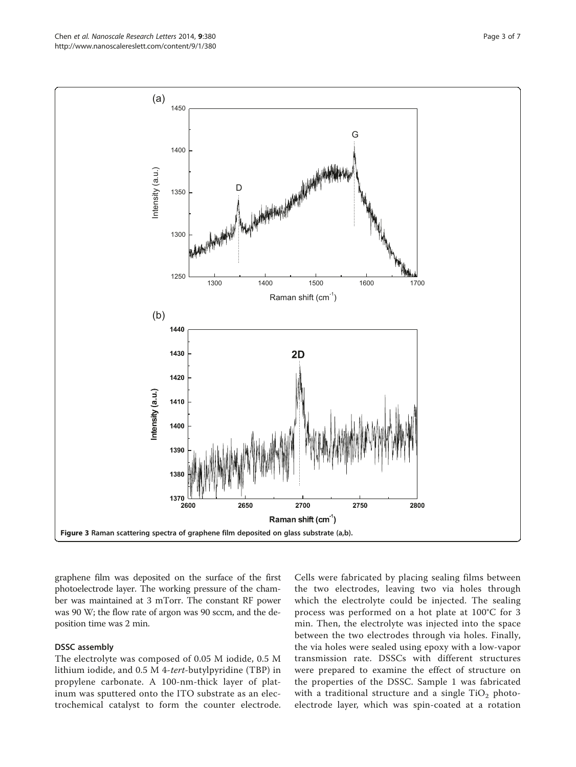**Figure 3 Raman scattering spectra of graphene film deposited on glass substrate (a,b).**

graphene film was deposited on the surface of the first photoelectrode layer. The working pressure of the chamber was maintained at 3 mTorr. The constant RF power was 90 W; the flow rate of argon was 90 sccm, and the deposition time was 2 min.

### DSSC assembly

The electrolyte was composed of 0.05 M iodide, 0.5 M lithium iodide, and 0.5 M 4-*tert*-butylpyridine (TBP) in propylene carbonate. A 100-nm-thick layer of platinum was sputtered onto the ITO substrate as an electrochemical catalyst to form the counter electrode. Cells were fabricated by placing sealing films between the two electrodes, leaving two via holes through which the electrolyte could be injected. The sealing process was performed on a hot plate at 100°C for 3 min. Then, the electrolyte was injected into the space between the two electrodes through via holes. Finally, the via holes were sealed using epoxy with a low-vapor transmission rate. DSSCs with different structures were prepared to examine the effect of structure on the properties of the DSSC. Sample 1 was fabricated with a traditional structure and a single $TiO_2$ photoelectrode layer, which was spin-coated at a rotation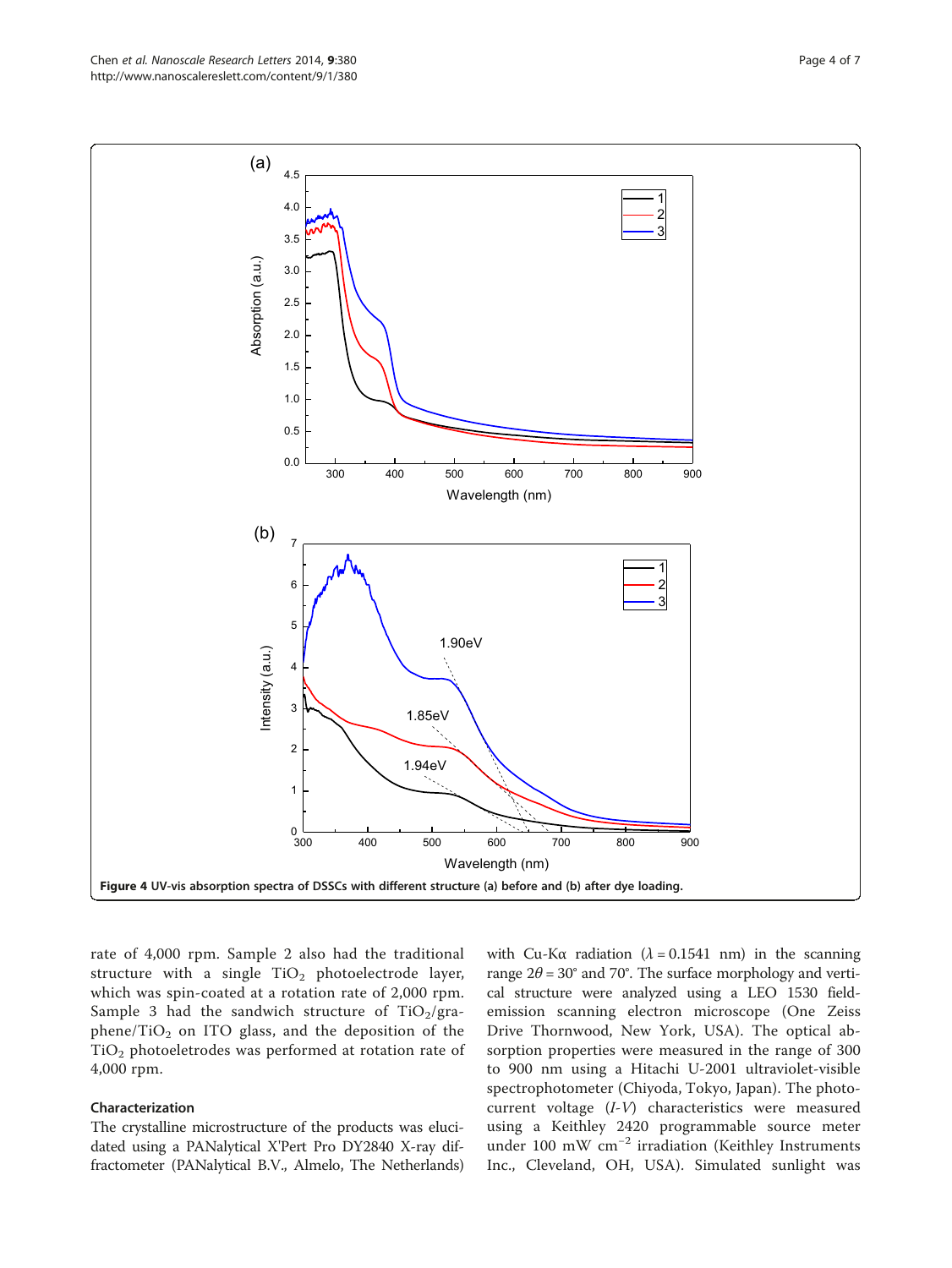**Figure 4 UV-vis absorption spectra of DSSCs with different structure (a) before and (b) after dye loading.**

rate of 4,000 rpm. Sample 2 also had the traditional structure with a single $TiO_2$ photoelectrode layer, which was spin-coated at a rotation rate of 2,000 rpm. Sample 3 had the sandwich structure of $TiO_2$/graphene/$TiO_2$ on ITO glass, and the deposition of the $TiO_2$ photoeletrodes was performed at rotation rate of 4,000 rpm.

### Characterization

The crystalline microstructure of the products was elucidated using a PANalytical X'Pert Pro DY2840 X-ray diffractometer (PANalytical B.V., Almelo, The Netherlands) with Cu-Kα radiation ($\lambda = 0.1541$ nm) in the scanning range $2\theta = 30°$ and 70°. The surface morphology and vertical structure were analyzed using a LEO 1530 field-emission scanning electron microscope (One Zeiss Drive Thornwood, New York, USA). The optical absorption properties were measured in the range of 300 to 900 nm using a Hitachi U-2001 ultraviolet-visible spectrophotometer (Chiyoda, Tokyo, Japan). The photocurrent voltage (*I-V*) characteristics were measured using a Keithley 2420 programmable source meter under 100 mW $cm^{-2}$ irradiation (Keithley Instruments Inc., Cleveland, OH, USA). Simulated sunlight was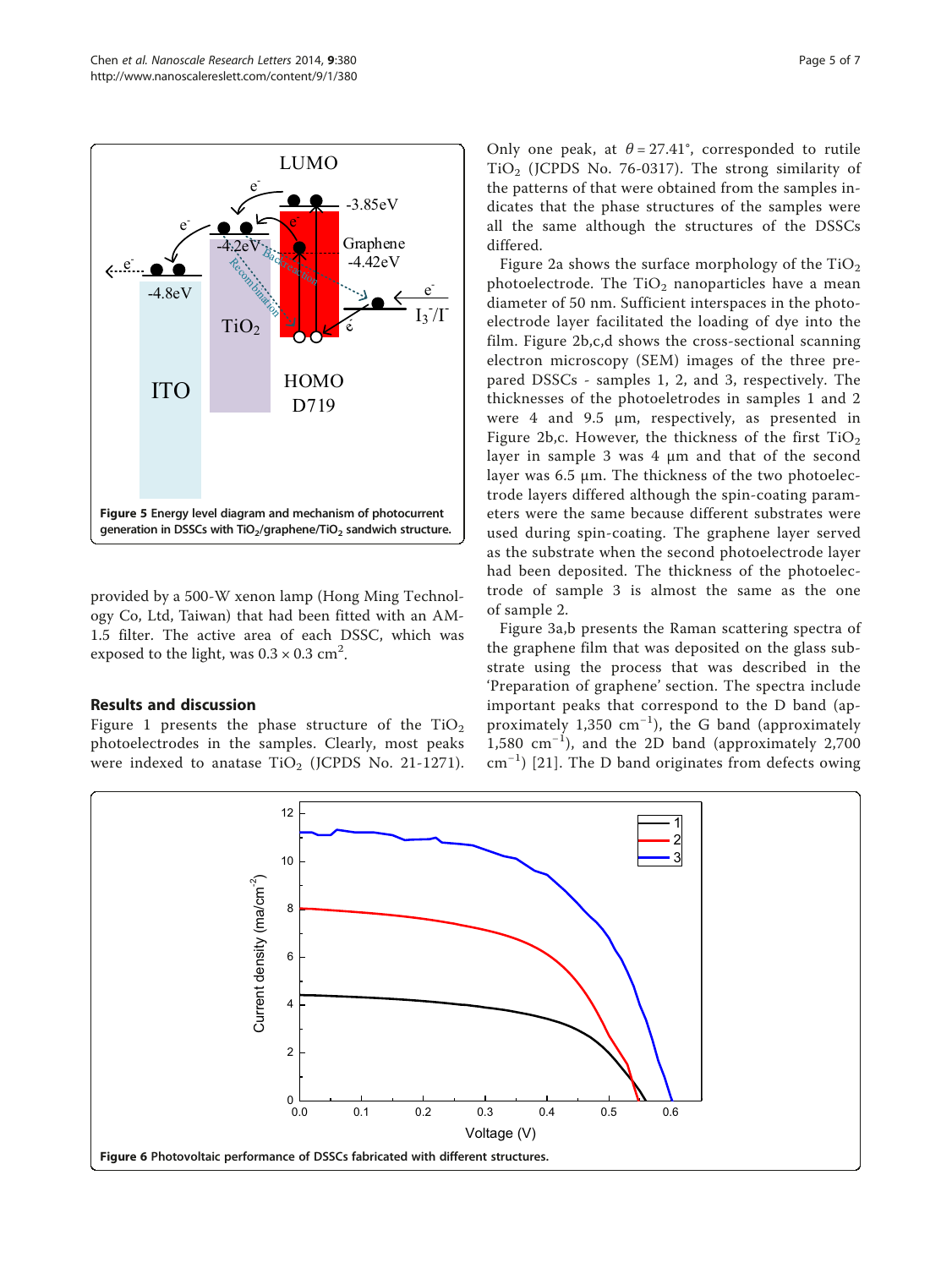Figure 5 Energy level diagram and mechanism of photocurrent generation in DSSCs with $TiO_2$/graphene/$TiO_2$ sandwich structure.

provided by a 500-W xenon lamp (Hong Ming Technology Co, Ltd, Taiwan) that had been fitted with an AM-1.5 filter. The active area of each DSSC, which was exposed to the light, was $0.3 \times 0.3$ $cm^2$.

## Results and discussion

Figure 1 presents the phase structure of the $TiO_2$ photoelectrodes in the samples. Clearly, most peaks were indexed to anatase $TiO_2$ (JCPDS No. 21-1271). Only one peak, at $\theta = 27.41°$, corresponded to rutile $TiO_2$ (JCPDS No. 76-0317). The strong similarity of the patterns of that were obtained from the samples indicates that the phase structures of the samples were all the same although the structures of the DSSCs differed.

Figure 2a shows the surface morphology of the $TiO_2$ photoelectrode. The $TiO_2$ nanoparticles have a mean diameter of 50 nm. Sufficient interspaces in the photoelectrode layer facilitated the loading of dye into the film. Figure 2b,c,d shows the cross-sectional scanning electron microscopy (SEM) images of the three prepared DSSCs - samples 1, 2, and 3, respectively. The thicknesses of the photoeletrodes in samples 1 and 2 were 4 and 9.5 μm, respectively, as presented in Figure 2b,c. However, the thickness of the first $TiO_2$ layer in sample 3 was 4 μm and that of the second layer was 6.5 μm. The thickness of the two photoelectrode layers differed although the spin-coating parameters were the same because different substrates were used during spin-coating. The graphene layer served as the substrate when the second photoelectrode layer had been deposited. The thickness of the photoelectrode of sample 3 is almost the same as the one of sample 2.

Figure 3a,b presents the Raman scattering spectra of the graphene film that was deposited on the glass substrate using the process that was described in the 'Preparation of graphene' section. The spectra include important peaks that correspond to the D band (approximately 1,350 $cm^{-1}$), the G band (approximately 1,580 $cm^{-1}$), and the 2D band (approximately 2,700 $cm^{-1}$) [21]. The D band originates from defects owing

Figure 6 Photovoltaic performance of DSSCs fabricated with different structures.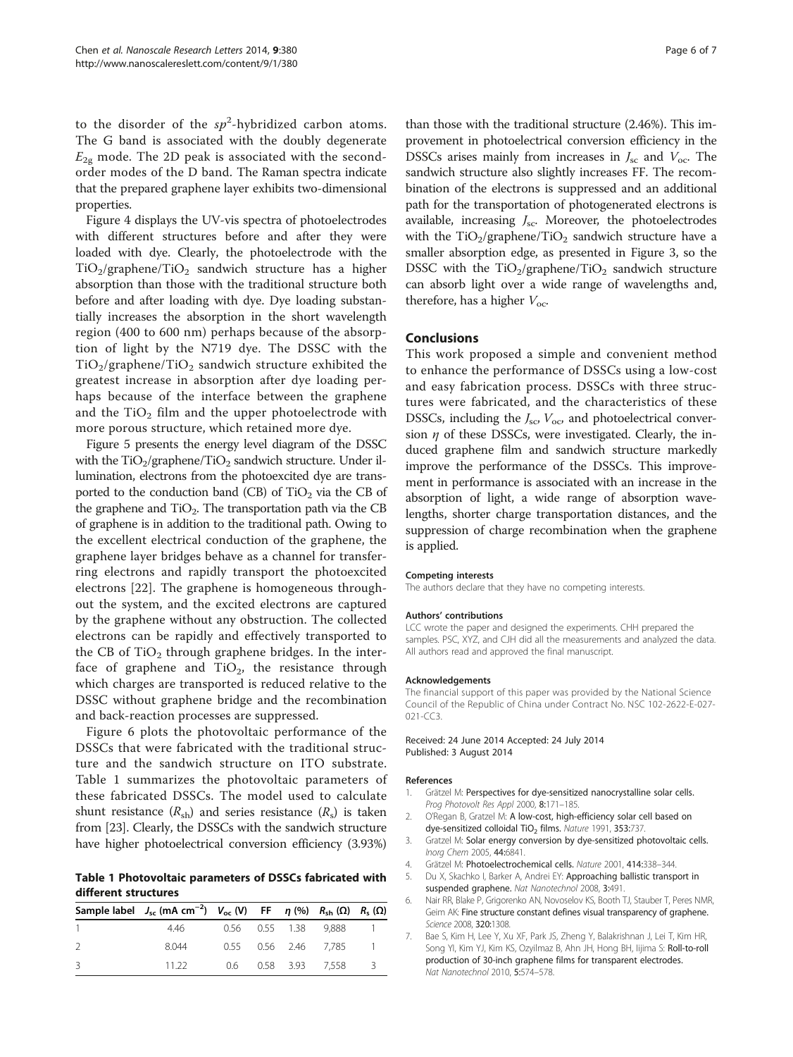to the disorder of the $sp^2$-hybridized carbon atoms. The G band is associated with the doubly degenerate $E_{2g}$ mode. The 2D peak is associated with the second-order modes of the D band. The Raman spectra indicate that the prepared graphene layer exhibits two-dimensional properties.

Figure 4 displays the UV-vis spectra of photoelectrodes with different structures before and after they were loaded with dye. Clearly, the photoelectrode with the $TiO_2$/graphene/$TiO_2$ sandwich structure has a higher absorption than those with the traditional structure both before and after loading with dye. Dye loading substantially increases the absorption in the short wavelength region (400 to 600 nm) perhaps because of the absorption of light by the N719 dye. The DSSC with the $TiO_2$/graphene/$TiO_2$ sandwich structure exhibited the greatest increase in absorption after dye loading perhaps because of the interface between the graphene and the $TiO_2$ film and the upper photoelectrode with more porous structure, which retained more dye.

Figure 5 presents the energy level diagram of the DSSC with the $TiO_2$/graphene/$TiO_2$ sandwich structure. Under illumination, electrons from the photoexcited dye are transported to the conduction band (CB) of $TiO_2$ via the CB of the graphene and $TiO_2$. The transportation path via the CB of graphene is in addition to the traditional path. Owing to the excellent electrical conduction of the graphene, the graphene layer bridges behave as a channel for transferring electrons and rapidly transport the photoexcited electrons [22]. The graphene is homogeneous throughout the system, and the excited electrons are captured by the graphene without any obstruction. The collected electrons can be rapidly and effectively transported to the CB of $TiO_2$ through graphene bridges. In the interface of graphene and $TiO_2$, the resistance through which charges are transported is reduced relative to the DSSC without graphene bridge and the recombination and back-reaction processes are suppressed.

Figure 6 plots the photovoltaic performance of the DSSCs that were fabricated with the traditional structure and the sandwich structure on ITO substrate. Table 1 summarizes the photovoltaic parameters of these fabricated DSSCs. The model used to calculate shunt resistance ($R_{sh}$) and series resistance ($R_s$) is taken from [23]. Clearly, the DSSCs with the sandwich structure have higher photoelectrical conversion efficiency (3.93%) than those with the traditional structure (2.46%). This improvement in photoelectrical conversion efficiency in the DSSCs arises mainly from increases in $J_{sc}$ and $V_{oc}$. The sandwich structure also slightly increases FF. The recombination of the electrons is suppressed and an additional path for the transportation of photogenerated electrons is available, increasing $J_{sc}$. Moreover, the photoelectrodes with the $TiO_2$/graphene/$TiO_2$ sandwich structure have a smaller absorption edge, as presented in Figure 3, so the DSSC with the $TiO_2$/graphene/$TiO_2$ sandwich structure can absorb light over a wide range of wavelengths and, therefore, has a higher $V_{oc}$.

**Table 1 Photovoltaic parameters of DSSCs fabricated with different structures**

| Sample label | $J_{sc}$ (mA cm$^{-2}$) | $V_{oc}$ (V) | FF | $\eta$ (%) | $R_{sh}$ (Ω) | $R_s$ (Ω) |
|---|---|---|---|---|---|---|
| 1 | 4.46 | 0.56 | 0.55 | 1.38 | 9,888 | 1 |
| 2 | 8.044 | 0.55 | 0.56 | 2.46 | 7,785 | 1 |
| 3 | 11.22 | 0.6 | 0.58 | 3.93 | 7,558 | 3 |

## Conclusions

This work proposed a simple and convenient method to enhance the performance of DSSCs using a low-cost and easy fabrication process. DSSCs with three structures were fabricated, and the characteristics of these DSSCs, including the $J_{sc}$, $V_{oc}$, and photoelectrical conversion $\eta$ of these DSSCs, were investigated. Clearly, the induced graphene film and sandwich structure markedly improve the performance of the DSSCs. This improvement in performance is associated with an increase in the absorption of light, a wide range of absorption wavelengths, shorter charge transportation distances, and the suppression of charge recombination when the graphene is applied.

#### Competing interests

The authors declare that they have no competing interests.

#### Authors' contributions

LCC wrote the paper and designed the experiments. CHH prepared the samples. PSC, XYZ, and CJH did all the measurements and analyzed the data. All authors read and approved the final manuscript.

#### Acknowledgements

The financial support of this paper was provided by the National Science Council of the Republic of China under Contract No. NSC 102-2622-E-027-021-CC3.

Received: 24 June 2014 Accepted: 24 July 2014
Published: 3 August 2014

#### References

1. Grätzel M: **Perspectives for dye-sensitized nanocrystalline solar cells.** *Prog Photovolt Res Appl* 2000, **8:**171–185.
2. O'Regan B, Gratzel M: **A low-cost, high-efficiency solar cell based on dye-sensitized colloidal $TiO_2$ films.** *Nature* 1991, **353:**737.
3. Gratzel M: **Solar energy conversion by dye-sensitized photovoltaic cells.** *Inorg Chem* 2005, **44:**6841.
4. Grätzel M: **Photoelectrochemical cells.** *Nature* 2001, **414:**338–344.
5. Du X, Skachko I, Barker A, Andrei EY: **Approaching ballistic transport in suspended graphene.** *Nat Nanotechnol* 2008, **3:**491.
6. Nair RR, Blake P, Grigorenko AN, Novoselov KS, Booth TJ, Stauber T, Peres NMR, Geim AK: **Fine structure constant defines visual transparency of graphene.** *Science* 2008, **320:**1308.
7. Bae S, Kim H, Lee Y, Xu XF, Park JS, Zheng Y, Balakrishnan J, Lei T, Kim HR, Song YI, Kim YJ, Kim KS, Ozyilmaz B, Ahn JH, Hong BH, Iijima S: **Roll-to-roll production of 30-inch graphene films for transparent electrodes.** *Nat Nanotechnol* 2010, **5:**574–578.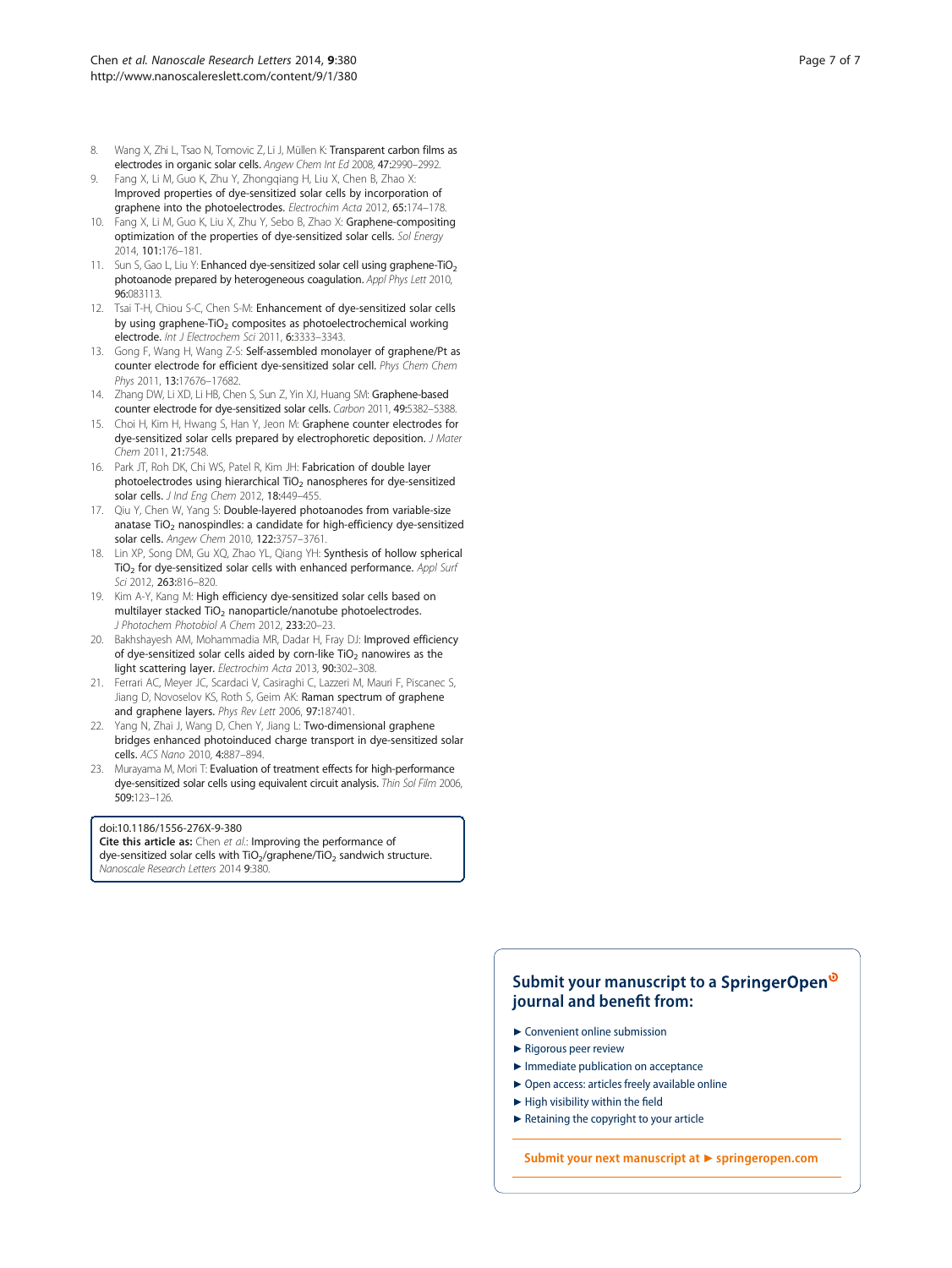8. Wang X, Zhi L, Tsao N, Tomovic Z, Li J, Müllen K: **Transparent carbon films as electrodes in organic solar cells.** *Angew Chem Int Ed* 2008, **47:**2990–2992.
9. Fang X, Li M, Guo K, Zhu Y, Zhongqiang H, Liu X, Chen B, Zhao X: **Improved properties of dye-sensitized solar cells by incorporation of graphene into the photoelectrodes.** *Electrochim Acta* 2012, **65:**174–178.
10. Fang X, Li M, Guo K, Liu X, Zhu Y, Sebo B, Zhao X: **Graphene-compositing optimization of the properties of dye-sensitized solar cells.** *Sol Energy* 2014, **101:**176–181.
11. Sun S, Gao L, Liu Y: **Enhanced dye-sensitized solar cell using graphene-$TiO_2$ photoanode prepared by heterogeneous coagulation.** *Appl Phys Lett* 2010, **96:**083113.
12. Tsai T-H, Chiou S-C, Chen S-M: **Enhancement of dye-sensitized solar cells by using graphene-$TiO_2$ composites as photoelectrochemical working electrode.** *Int J Electrochem Sci* 2011, **6:**3333–3343.
13. Gong F, Wang H, Wang Z-S: **Self-assembled monolayer of graphene/Pt as counter electrode for efficient dye-sensitized solar cell.** *Phys Chem Chem Phys* 2011, **13:**17676–17682.
14. Zhang DW, Li XD, Li HB, Chen S, Sun Z, Yin XJ, Huang SM: **Graphene-based counter electrode for dye-sensitized solar cells.** *Carbon* 2011, **49:**5382–5388.
15. Choi H, Kim H, Hwang S, Han Y, Jeon M: **Graphene counter electrodes for dye-sensitized solar cells prepared by electrophoretic deposition.** *J Mater Chem* 2011, **21:**7548.
16. Park JT, Roh DK, Chi WS, Patel R, Kim JH: **Fabrication of double layer photoelectrodes using hierarchical $TiO_2$ nanospheres for dye-sensitized solar cells.** *J Ind Eng Chem* 2012, **18:**449–455.
17. Qiu Y, Chen W, Yang S: **Double-layered photoanodes from variable-size anatase $TiO_2$ nanospindles: a candidate for high-efficiency dye-sensitized solar cells.** *Angew Chem* 2010, **122:**3757–3761.
18. Lin XP, Song DM, Gu XQ, Zhao YL, Qiang YH: **Synthesis of hollow spherical $TiO_2$ for dye-sensitized solar cells with enhanced performance.** *Appl Surf Sci* 2012, **263:**816–820.
19. Kim A-Y, Kang M: **High efficiency dye-sensitized solar cells based on multilayer stacked $TiO_2$ nanoparticle/nanotube photoelectrodes.** *J Photochem Photobiol A Chem* 2012, **233:**20–23.
20. Bakhshayesh AM, Mohammadia MR, Dadar H, Fray DJ: **Improved efficiency of dye-sensitized solar cells aided by corn-like $TiO_2$ nanowires as the light scattering layer.** *Electrochim Acta* 2013, **90:**302–308.
21. Ferrari AC, Meyer JC, Scardaci V, Casiraghi C, Lazzeri M, Mauri F, Piscanec S, Jiang D, Novoselov KS, Roth S, Geim AK: **Raman spectrum of graphene and graphene layers.** *Phys Rev Lett* 2006, **97:**187401.
22. Yang N, Zhai J, Wang D, Chen Y, Jiang L: **Two-dimensional graphene bridges enhanced photoinduced charge transport in dye-sensitized solar cells.** *ACS Nano* 2010, **4:**887–894.
23. Murayama M, Mori T: **Evaluation of treatment effects for high-performance dye-sensitized solar cells using equivalent circuit analysis.** *Thin Sol Film* 2006, **509:**123–126.

doi:10.1186/1556-276X-9-380
**Cite this article as:** Chen *et al.*: Improving the performance of dye-sensitized solar cells with $TiO_2$/graphene/$TiO_2$ sandwich structure. *Nanoscale Research Letters* 2014 **9**:380.

**Submit your manuscript to a SpringerOpen journal and benefit from:**

- ► Convenient online submission
- ► Rigorous peer review
- ► Immediate publication on acceptance
- ► Open access: articles freely available online
- ► High visibility within the field
- ► Retaining the copyright to your article

**Submit your next manuscript at ► springeropen.com**